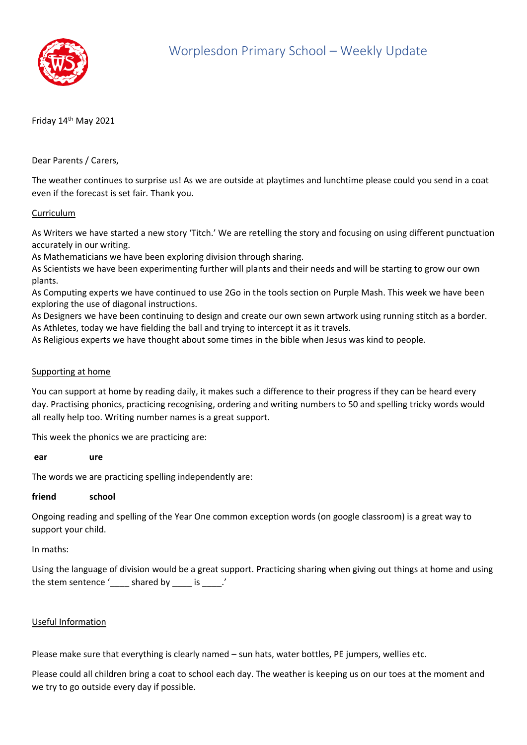# Worplesdon Primary School – Weekly Update

Friday 14th May 2021

Dear Parents / Carers,

The weather continues to surprise us! As we are outside at playtimes and lunchtime please could you send in a coat even if the forecast is set fair. Thank you.

## Curriculum

As Writers we have started a new story 'Titch.' We are retelling the story and focusing on using different punctuation accurately in our writing.

As Mathematicians we have been exploring division through sharing.

As Scientists we have been experimenting further will plants and their needs and will be starting to grow our own plants.

As Computing experts we have continued to use 2Go in the tools section on Purple Mash. This week we have been exploring the use of diagonal instructions.

As Designers we have been continuing to design and create our own sewn artwork using running stitch as a border.

As Athletes, today we have fielding the ball and trying to intercept it as it travels.

As Religious experts we have thought about some times in the bible when Jesus was kind to people.

## Supporting at home

You can support at home by reading daily, it makes such a difference to their progress if they can be heard every day. Practising phonics, practicing recognising, ordering and writing numbers to 50 and spelling tricky words would all really help too. Writing number names is a great support.

This week the phonics we are practicing are:

**ear** **ure**

The words we are practicing spelling independently are:

**friend** **school**

Ongoing reading and spelling of the Year One common exception words (on google classroom) is a great way to support your child.

In maths:

Using the language of division would be a great support. Practicing sharing when giving out things at home and using the stem sentence '____ shared by ____ is ____.'

## Useful Information

Please make sure that everything is clearly named – sun hats, water bottles, PE jumpers, wellies etc.

Please could all children bring a coat to school each day. The weather is keeping us on our toes at the moment and we try to go outside every day if possible.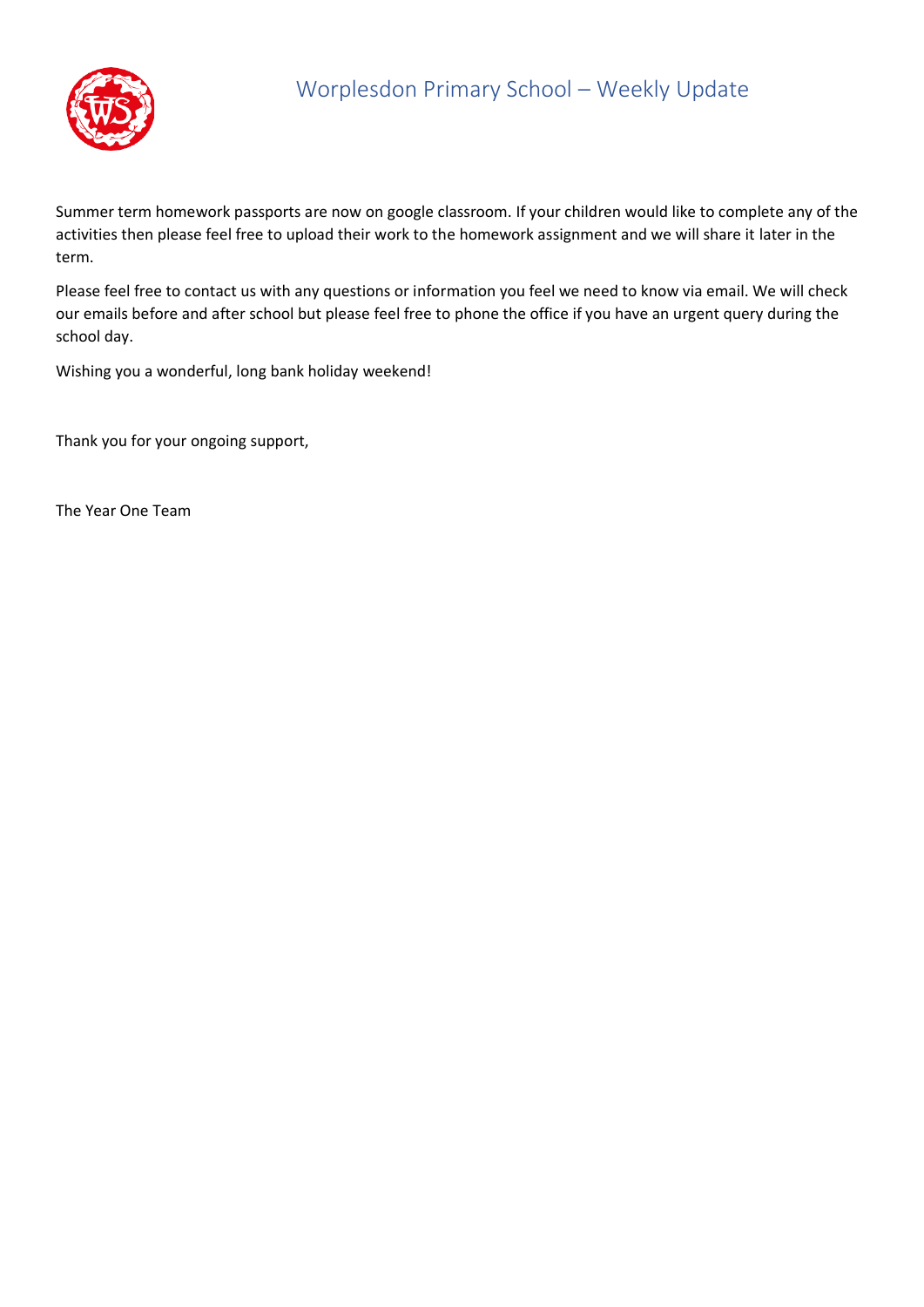# Worplesdon Primary School – Weekly Update

Summer term homework passports are now on google classroom. If your children would like to complete any of the activities then please feel free to upload their work to the homework assignment and we will share it later in the term.

Please feel free to contact us with any questions or information you feel we need to know via email. We will check our emails before and after school but please feel free to phone the office if you have an urgent query during the school day.

Wishing you a wonderful, long bank holiday weekend!

Thank you for your ongoing support,

The Year One Team